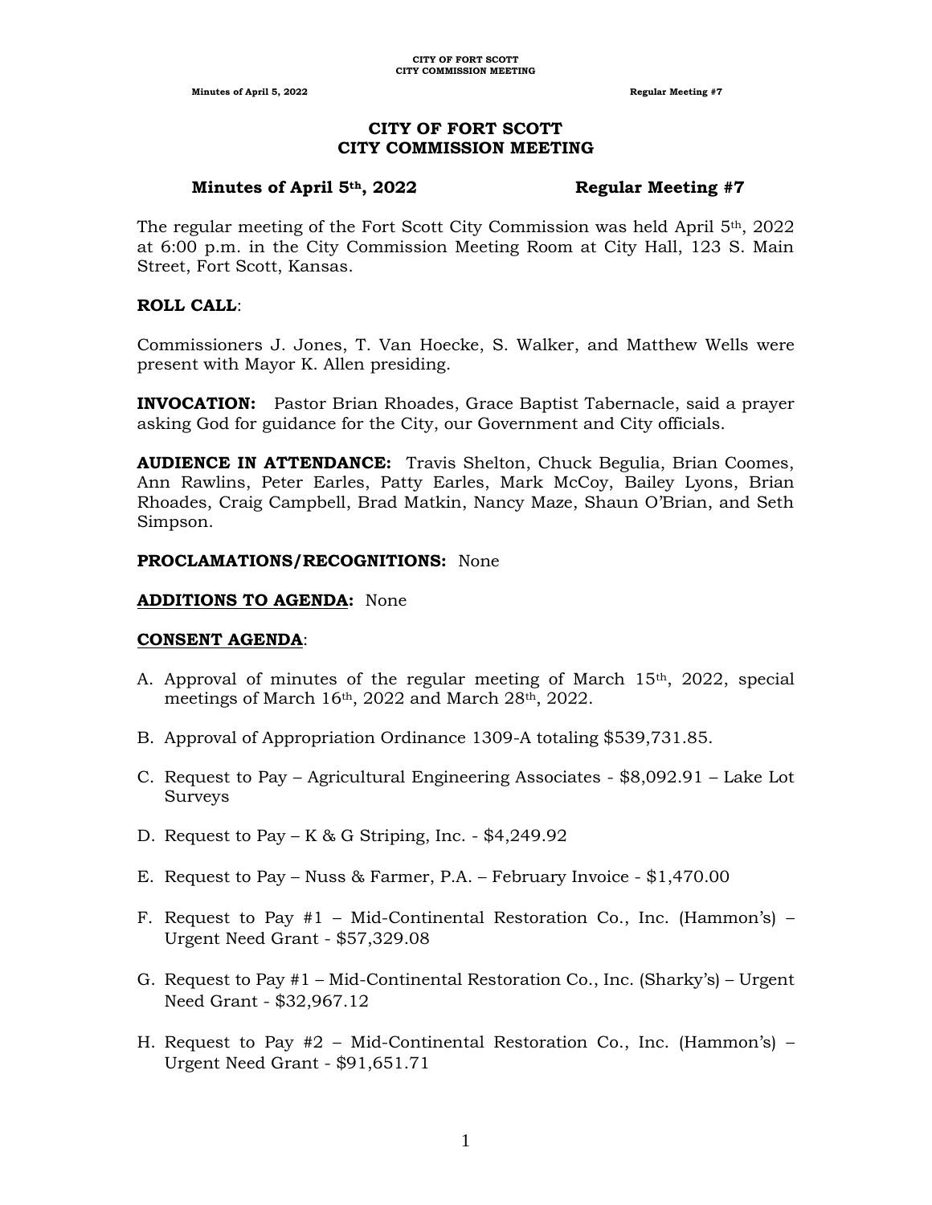# CITY OF FORT SCOTT
# CITY COMMISSION MEETING

**Minutes of April 5th, 2022** **Regular Meeting #7**

The regular meeting of the Fort Scott City Commission was held April 5th, 2022 at 6:00 p.m. in the City Commission Meeting Room at City Hall, 123 S. Main Street, Fort Scott, Kansas.

**ROLL CALL**:

Commissioners J. Jones, T. Van Hoecke, S. Walker, and Matthew Wells were present with Mayor K. Allen presiding.

**INVOCATION:** Pastor Brian Rhoades, Grace Baptist Tabernacle, said a prayer asking God for guidance for the City, our Government and City officials.

**AUDIENCE IN ATTENDANCE:** Travis Shelton, Chuck Begulia, Brian Coomes, Ann Rawlins, Peter Earles, Patty Earles, Mark McCoy, Bailey Lyons, Brian Rhoades, Craig Campbell, Brad Matkin, Nancy Maze, Shaun O'Brian, and Seth Simpson.

**PROCLAMATIONS/RECOGNITIONS:** None

**ADDITIONS TO AGENDA:** None

**CONSENT AGENDA**:

A. Approval of minutes of the regular meeting of March 15th, 2022, special meetings of March 16th, 2022 and March 28th, 2022.

B. Approval of Appropriation Ordinance 1309-A totaling $539,731.85.

C. Request to Pay – Agricultural Engineering Associates - $8,092.91 – Lake Lot Surveys

D. Request to Pay – K & G Striping, Inc. - $4,249.92

E. Request to Pay – Nuss & Farmer, P.A. – February Invoice - $1,470.00

F. Request to Pay #1 – Mid-Continental Restoration Co., Inc. (Hammon's) – Urgent Need Grant - $57,329.08

G. Request to Pay #1 – Mid-Continental Restoration Co., Inc. (Sharky's) – Urgent Need Grant - $32,967.12

H. Request to Pay #2 – Mid-Continental Restoration Co., Inc. (Hammon's) – Urgent Need Grant - $91,651.71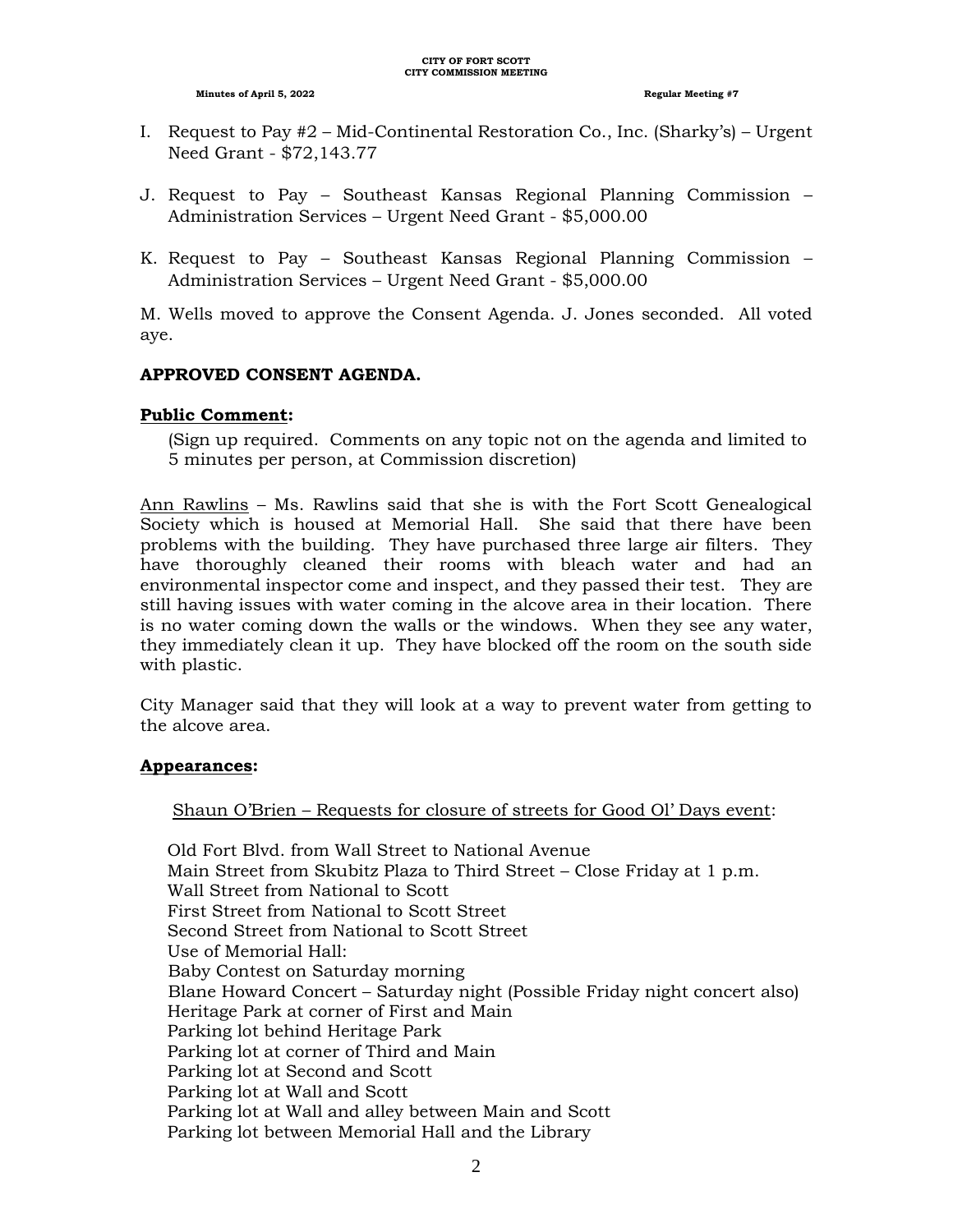I. Request to Pay #2 – Mid-Continental Restoration Co., Inc. (Sharky's) – Urgent Need Grant - $72,143.77

J. Request to Pay – Southeast Kansas Regional Planning Commission – Administration Services – Urgent Need Grant - $5,000.00

K. Request to Pay – Southeast Kansas Regional Planning Commission – Administration Services – Urgent Need Grant - $5,000.00

M. Wells moved to approve the Consent Agenda. J. Jones seconded. All voted aye.

**APPROVED CONSENT AGENDA.**

**Public Comment:**

(Sign up required. Comments on any topic not on the agenda and limited to 5 minutes per person, at Commission discretion)

Ann Rawlins – Ms. Rawlins said that she is with the Fort Scott Genealogical Society which is housed at Memorial Hall. She said that there have been problems with the building. They have purchased three large air filters. They have thoroughly cleaned their rooms with bleach water and had an environmental inspector come and inspect, and they passed their test. They are still having issues with water coming in the alcove area in their location. There is no water coming down the walls or the windows. When they see any water, they immediately clean it up. They have blocked off the room on the south side with plastic.

City Manager said that they will look at a way to prevent water from getting to the alcove area.

**Appearances:**

Shaun O'Brien – Requests for closure of streets for Good Ol' Days event:

Old Fort Blvd. from Wall Street to National Avenue
Main Street from Skubitz Plaza to Third Street – Close Friday at 1 p.m.
Wall Street from National to Scott
First Street from National to Scott Street
Second Street from National to Scott Street
Use of Memorial Hall:
Baby Contest on Saturday morning
Blane Howard Concert – Saturday night (Possible Friday night concert also)
Heritage Park at corner of First and Main
Parking lot behind Heritage Park
Parking lot at corner of Third and Main
Parking lot at Second and Scott
Parking lot at Wall and Scott
Parking lot at Wall and alley between Main and Scott
Parking lot between Memorial Hall and the Library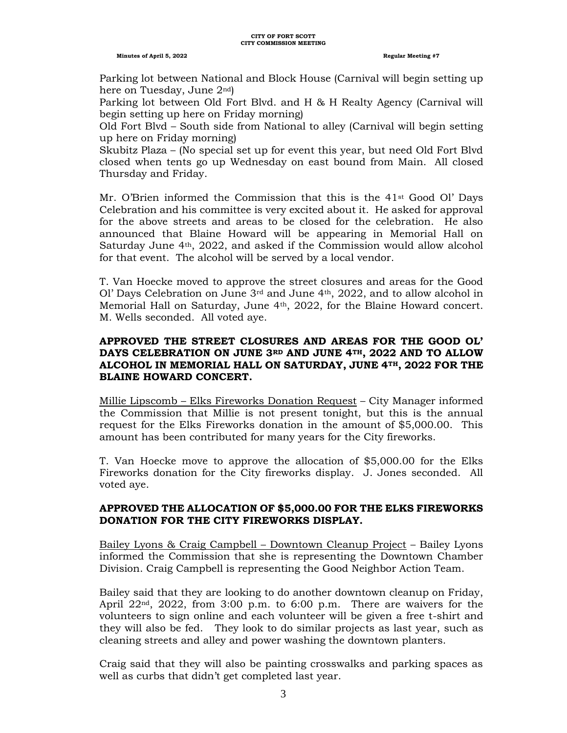Parking lot between National and Block House (Carnival will begin setting up here on Tuesday, June 2nd)

Parking lot between Old Fort Blvd. and H & H Realty Agency (Carnival will begin setting up here on Friday morning)

Old Fort Blvd – South side from National to alley (Carnival will begin setting up here on Friday morning)

Skubitz Plaza – (No special set up for event this year, but need Old Fort Blvd closed when tents go up Wednesday on east bound from Main. All closed Thursday and Friday.

Mr. O'Brien informed the Commission that this is the 41st Good Ol' Days Celebration and his committee is very excited about it. He asked for approval for the above streets and areas to be closed for the celebration. He also announced that Blaine Howard will be appearing in Memorial Hall on Saturday June 4th, 2022, and asked if the Commission would allow alcohol for that event. The alcohol will be served by a local vendor.

T. Van Hoecke moved to approve the street closures and areas for the Good Ol' Days Celebration on June 3rd and June 4th, 2022, and to allow alcohol in Memorial Hall on Saturday, June 4th, 2022, for the Blaine Howard concert. M. Wells seconded. All voted aye.

**APPROVED THE STREET CLOSURES AND AREAS FOR THE GOOD OL' DAYS CELEBRATION ON JUNE 3RD AND JUNE 4TH, 2022 AND TO ALLOW ALCOHOL IN MEMORIAL HALL ON SATURDAY, JUNE 4TH, 2022 FOR THE BLAINE HOWARD CONCERT.**

Millie Lipscomb – Elks Fireworks Donation Request – City Manager informed the Commission that Millie is not present tonight, but this is the annual request for the Elks Fireworks donation in the amount of $5,000.00. This amount has been contributed for many years for the City fireworks.

T. Van Hoecke move to approve the allocation of $5,000.00 for the Elks Fireworks donation for the City fireworks display. J. Jones seconded. All voted aye.

**APPROVED THE ALLOCATION OF $5,000.00 FOR THE ELKS FIREWORKS DONATION FOR THE CITY FIREWORKS DISPLAY.**

Bailey Lyons & Craig Campbell – Downtown Cleanup Project – Bailey Lyons informed the Commission that she is representing the Downtown Chamber Division. Craig Campbell is representing the Good Neighbor Action Team.

Bailey said that they are looking to do another downtown cleanup on Friday, April 22nd, 2022, from 3:00 p.m. to 6:00 p.m. There are waivers for the volunteers to sign online and each volunteer will be given a free t-shirt and they will also be fed. They look to do similar projects as last year, such as cleaning streets and alley and power washing the downtown planters.

Craig said that they will also be painting crosswalks and parking spaces as well as curbs that didn't get completed last year.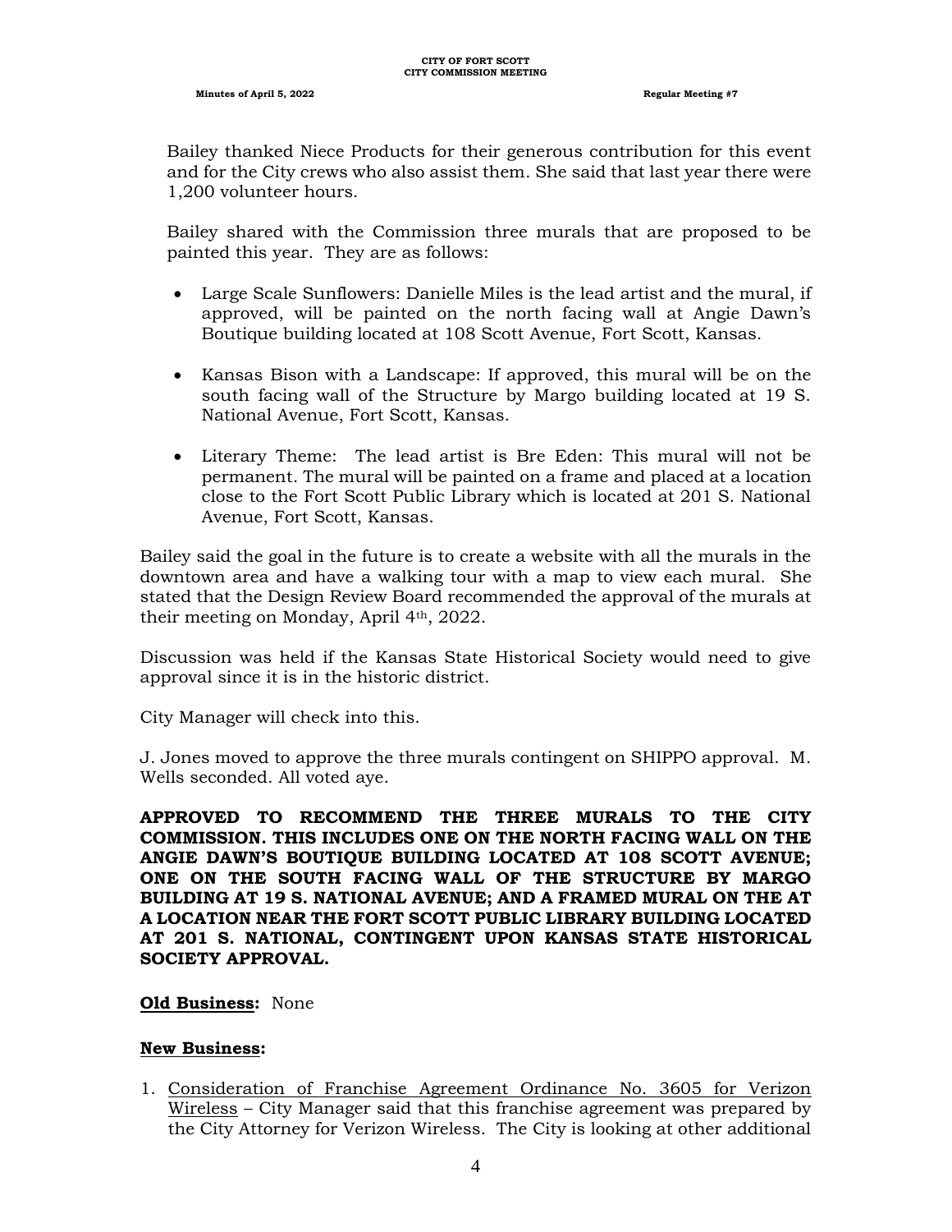Bailey thanked Niece Products for their generous contribution for this event and for the City crews who also assist them. She said that last year there were 1,200 volunteer hours.

Bailey shared with the Commission three murals that are proposed to be painted this year. They are as follows:

- Large Scale Sunflowers: Danielle Miles is the lead artist and the mural, if approved, will be painted on the north facing wall at Angie Dawn's Boutique building located at 108 Scott Avenue, Fort Scott, Kansas.

- Kansas Bison with a Landscape: If approved, this mural will be on the south facing wall of the Structure by Margo building located at 19 S. National Avenue, Fort Scott, Kansas.

- Literary Theme: The lead artist is Bre Eden: This mural will not be permanent. The mural will be painted on a frame and placed at a location close to the Fort Scott Public Library which is located at 201 S. National Avenue, Fort Scott, Kansas.

Bailey said the goal in the future is to create a website with all the murals in the downtown area and have a walking tour with a map to view each mural. She stated that the Design Review Board recommended the approval of the murals at their meeting on Monday, April 4th, 2022.

Discussion was held if the Kansas State Historical Society would need to give approval since it is in the historic district.

City Manager will check into this.

J. Jones moved to approve the three murals contingent on SHIPPO approval. M. Wells seconded. All voted aye.

**APPROVED TO RECOMMEND THE THREE MURALS TO THE CITY COMMISSION. THIS INCLUDES ONE ON THE NORTH FACING WALL ON THE ANGIE DAWN'S BOUTIQUE BUILDING LOCATED AT 108 SCOTT AVENUE; ONE ON THE SOUTH FACING WALL OF THE STRUCTURE BY MARGO BUILDING AT 19 S. NATIONAL AVENUE; AND A FRAMED MURAL ON THE AT A LOCATION NEAR THE FORT SCOTT PUBLIC LIBRARY BUILDING LOCATED AT 201 S. NATIONAL, CONTINGENT UPON KANSAS STATE HISTORICAL SOCIETY APPROVAL.**

**Old Business:** None

**New Business:**

1. Consideration of Franchise Agreement Ordinance No. 3605 for Verizon Wireless – City Manager said that this franchise agreement was prepared by the City Attorney for Verizon Wireless. The City is looking at other additional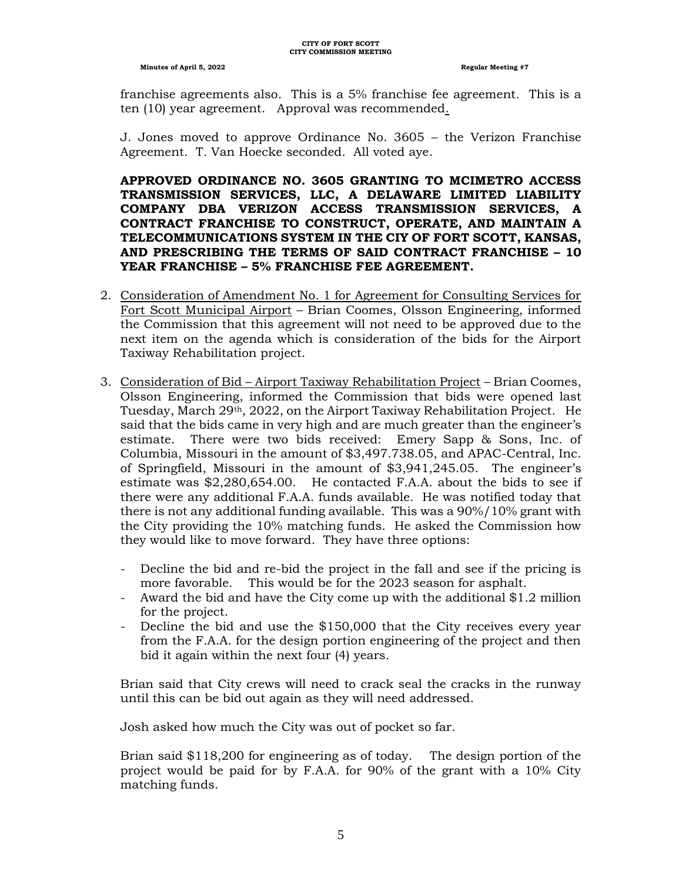franchise agreements also. This is a 5% franchise fee agreement. This is a ten (10) year agreement. Approval was recommended.

J. Jones moved to approve Ordinance No. 3605 – the Verizon Franchise Agreement. T. Van Hoecke seconded. All voted aye.

**APPROVED ORDINANCE NO. 3605 GRANTING TO MCIMETRO ACCESS TRANSMISSION SERVICES, LLC, A DELAWARE LIMITED LIABILITY COMPANY DBA VERIZON ACCESS TRANSMISSION SERVICES, A CONTRACT FRANCHISE TO CONSTRUCT, OPERATE, AND MAINTAIN A TELECOMMUNICATIONS SYSTEM IN THE CIY OF FORT SCOTT, KANSAS, AND PRESCRIBING THE TERMS OF SAID CONTRACT FRANCHISE – 10 YEAR FRANCHISE – 5% FRANCHISE FEE AGREEMENT.**

2. Consideration of Amendment No. 1 for Agreement for Consulting Services for Fort Scott Municipal Airport – Brian Coomes, Olsson Engineering, informed the Commission that this agreement will not need to be approved due to the next item on the agenda which is consideration of the bids for the Airport Taxiway Rehabilitation project.

3. Consideration of Bid – Airport Taxiway Rehabilitation Project – Brian Coomes, Olsson Engineering, informed the Commission that bids were opened last Tuesday, March 29th, 2022, on the Airport Taxiway Rehabilitation Project. He said that the bids came in very high and are much greater than the engineer's estimate. There were two bids received: Emery Sapp & Sons, Inc. of Columbia, Missouri in the amount of $3,497.738.05, and APAC-Central, Inc. of Springfield, Missouri in the amount of $3,941,245.05. The engineer's estimate was $2,280,654.00. He contacted F.A.A. about the bids to see if there were any additional F.A.A. funds available. He was notified today that there is not any additional funding available. This was a 90%/10% grant with the City providing the 10% matching funds. He asked the Commission how they would like to move forward. They have three options:

   - Decline the bid and re-bid the project in the fall and see if the pricing is more favorable. This would be for the 2023 season for asphalt.
   - Award the bid and have the City come up with the additional $1.2 million for the project.
   - Decline the bid and use the $150,000 that the City receives every year from the F.A.A. for the design portion engineering of the project and then bid it again within the next four (4) years.

   Brian said that City crews will need to crack seal the cracks in the runway until this can be bid out again as they will need addressed.

   Josh asked how much the City was out of pocket so far.

   Brian said $118,200 for engineering as of today. The design portion of the project would be paid for by F.A.A. for 90% of the grant with a 10% City matching funds.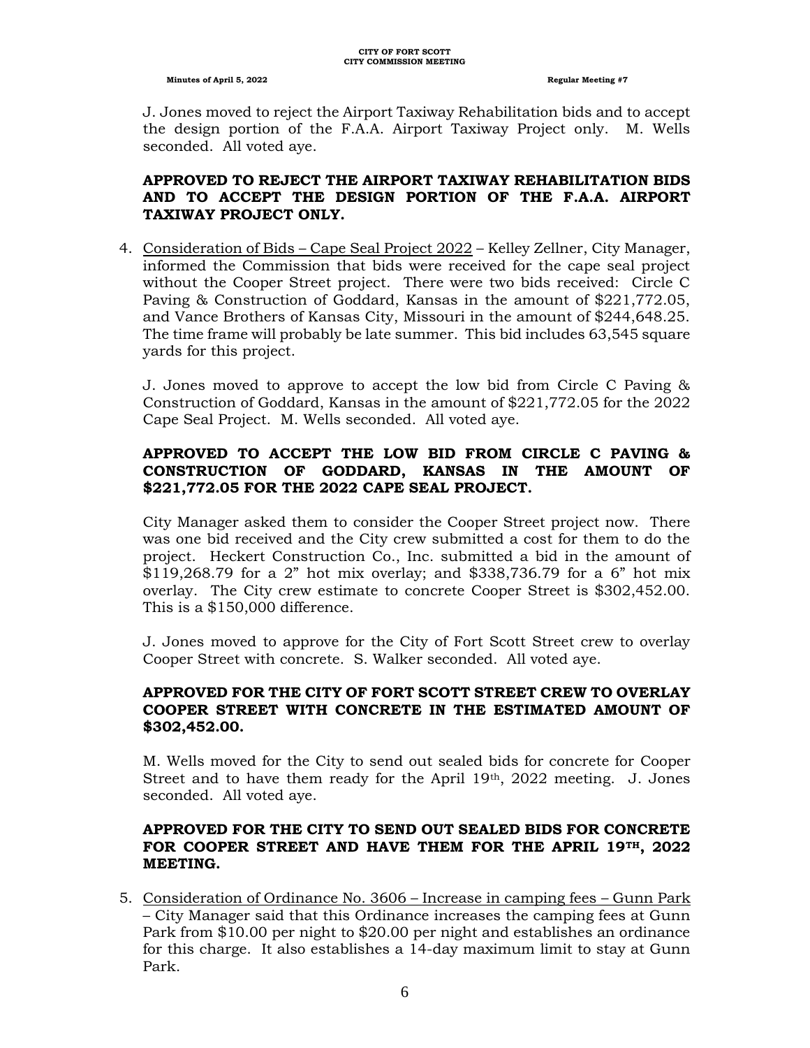J. Jones moved to reject the Airport Taxiway Rehabilitation bids and to accept the design portion of the F.A.A. Airport Taxiway Project only. M. Wells seconded. All voted aye.

**APPROVED TO REJECT THE AIRPORT TAXIWAY REHABILITATION BIDS AND TO ACCEPT THE DESIGN PORTION OF THE F.A.A. AIRPORT TAXIWAY PROJECT ONLY.**

4. <u>Consideration of Bids – Cape Seal Project 2022</u> – Kelley Zellner, City Manager, informed the Commission that bids were received for the cape seal project without the Cooper Street project. There were two bids received: Circle C Paving & Construction of Goddard, Kansas in the amount of $221,772.05, and Vance Brothers of Kansas City, Missouri in the amount of $244,648.25. The time frame will probably be late summer. This bid includes 63,545 square yards for this project.

   J. Jones moved to approve to accept the low bid from Circle C Paving & Construction of Goddard, Kansas in the amount of $221,772.05 for the 2022 Cape Seal Project. M. Wells seconded. All voted aye.

   **APPROVED TO ACCEPT THE LOW BID FROM CIRCLE C PAVING & CONSTRUCTION OF GODDARD, KANSAS IN THE AMOUNT OF $221,772.05 FOR THE 2022 CAPE SEAL PROJECT.**

   City Manager asked them to consider the Cooper Street project now. There was one bid received and the City crew submitted a cost for them to do the project. Heckert Construction Co., Inc. submitted a bid in the amount of $119,268.79 for a 2" hot mix overlay; and $338,736.79 for a 6" hot mix overlay. The City crew estimate to concrete Cooper Street is $302,452.00. This is a $150,000 difference.

   J. Jones moved to approve for the City of Fort Scott Street crew to overlay Cooper Street with concrete. S. Walker seconded. All voted aye.

   **APPROVED FOR THE CITY OF FORT SCOTT STREET CREW TO OVERLAY COOPER STREET WITH CONCRETE IN THE ESTIMATED AMOUNT OF $302,452.00.**

   M. Wells moved for the City to send out sealed bids for concrete for Cooper Street and to have them ready for the April 19th, 2022 meeting. J. Jones seconded. All voted aye.

   **APPROVED FOR THE CITY TO SEND OUT SEALED BIDS FOR CONCRETE FOR COOPER STREET AND HAVE THEM FOR THE APRIL 19TH, 2022 MEETING.**

5. <u>Consideration of Ordinance No. 3606 – Increase in camping fees – Gunn Park</u> – City Manager said that this Ordinance increases the camping fees at Gunn Park from $10.00 per night to $20.00 per night and establishes an ordinance for this charge. It also establishes a 14-day maximum limit to stay at Gunn Park.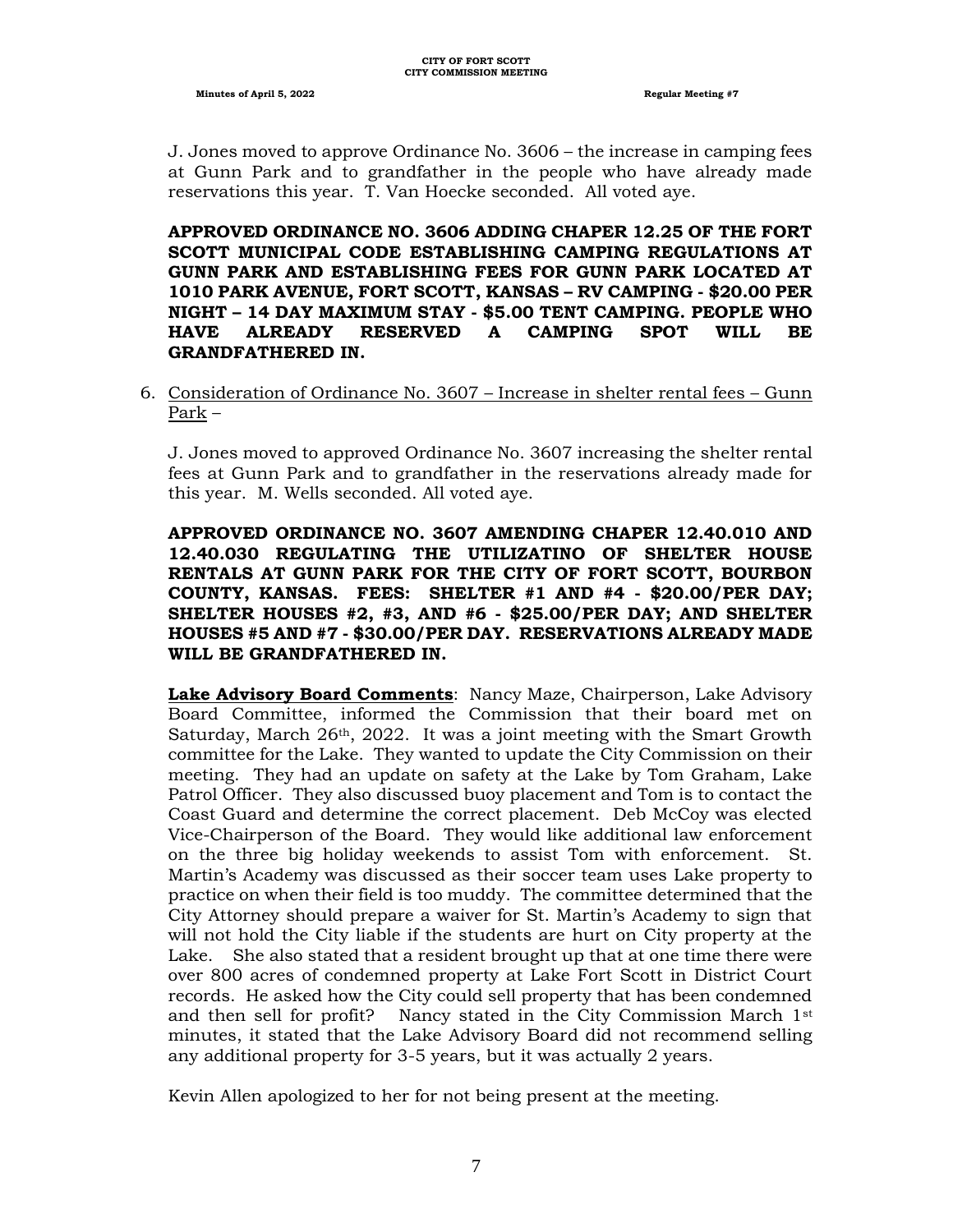J. Jones moved to approve Ordinance No. 3606 – the increase in camping fees at Gunn Park and to grandfather in the people who have already made reservations this year. T. Van Hoecke seconded. All voted aye.

**APPROVED ORDINANCE NO. 3606 ADDING CHAPER 12.25 OF THE FORT SCOTT MUNICIPAL CODE ESTABLISHING CAMPING REGULATIONS AT GUNN PARK AND ESTABLISHING FEES FOR GUNN PARK LOCATED AT 1010 PARK AVENUE, FORT SCOTT, KANSAS – RV CAMPING - $20.00 PER NIGHT – 14 DAY MAXIMUM STAY - $5.00 TENT CAMPING. PEOPLE WHO HAVE ALREADY RESERVED A CAMPING SPOT WILL BE GRANDFATHERED IN.**

6. Consideration of Ordinance No. 3607 – Increase in shelter rental fees – Gunn Park –

J. Jones moved to approved Ordinance No. 3607 increasing the shelter rental fees at Gunn Park and to grandfather in the reservations already made for this year. M. Wells seconded. All voted aye.

**APPROVED ORDINANCE NO. 3607 AMENDING CHAPER 12.40.010 AND 12.40.030 REGULATING THE UTILIZATINO OF SHELTER HOUSE RENTALS AT GUNN PARK FOR THE CITY OF FORT SCOTT, BOURBON COUNTY, KANSAS. FEES: SHELTER #1 AND #4 - $20.00/PER DAY; SHELTER HOUSES #2, #3, AND #6 - $25.00/PER DAY; AND SHELTER HOUSES #5 AND #7 - $30.00/PER DAY. RESERVATIONS ALREADY MADE WILL BE GRANDFATHERED IN.**

**Lake Advisory Board Comments**: Nancy Maze, Chairperson, Lake Advisory Board Committee, informed the Commission that their board met on Saturday, March 26th, 2022. It was a joint meeting with the Smart Growth committee for the Lake. They wanted to update the City Commission on their meeting. They had an update on safety at the Lake by Tom Graham, Lake Patrol Officer. They also discussed buoy placement and Tom is to contact the Coast Guard and determine the correct placement. Deb McCoy was elected Vice-Chairperson of the Board. They would like additional law enforcement on the three big holiday weekends to assist Tom with enforcement. St. Martin's Academy was discussed as their soccer team uses Lake property to practice on when their field is too muddy. The committee determined that the City Attorney should prepare a waiver for St. Martin's Academy to sign that will not hold the City liable if the students are hurt on City property at the Lake. She also stated that a resident brought up that at one time there were over 800 acres of condemned property at Lake Fort Scott in District Court records. He asked how the City could sell property that has been condemned and then sell for profit? Nancy stated in the City Commission March 1st minutes, it stated that the Lake Advisory Board did not recommend selling any additional property for 3-5 years, but it was actually 2 years.

Kevin Allen apologized to her for not being present at the meeting.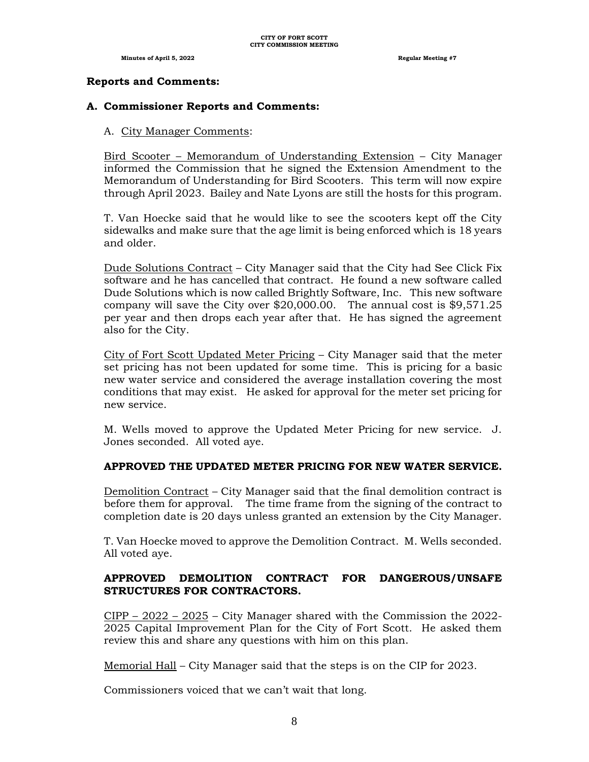## Reports and Comments:

## A. Commissioner Reports and Comments:

A. City Manager Comments:

Bird Scooter – Memorandum of Understanding Extension – City Manager informed the Commission that he signed the Extension Amendment to the Memorandum of Understanding for Bird Scooters. This term will now expire through April 2023. Bailey and Nate Lyons are still the hosts for this program.

T. Van Hoecke said that he would like to see the scooters kept off the City sidewalks and make sure that the age limit is being enforced which is 18 years and older.

Dude Solutions Contract – City Manager said that the City had See Click Fix software and he has cancelled that contract. He found a new software called Dude Solutions which is now called Brightly Software, Inc. This new software company will save the City over $20,000.00. The annual cost is $9,571.25 per year and then drops each year after that. He has signed the agreement also for the City.

City of Fort Scott Updated Meter Pricing – City Manager said that the meter set pricing has not been updated for some time. This is pricing for a basic new water service and considered the average installation covering the most conditions that may exist. He asked for approval for the meter set pricing for new service.

M. Wells moved to approve the Updated Meter Pricing for new service. J. Jones seconded. All voted aye.

**APPROVED THE UPDATED METER PRICING FOR NEW WATER SERVICE.**

Demolition Contract – City Manager said that the final demolition contract is before them for approval. The time frame from the signing of the contract to completion date is 20 days unless granted an extension by the City Manager.

T. Van Hoecke moved to approve the Demolition Contract. M. Wells seconded. All voted aye.

**APPROVED DEMOLITION CONTRACT FOR DANGEROUS/UNSAFE STRUCTURES FOR CONTRACTORS.**

CIPP – 2022 – 2025 – City Manager shared with the Commission the 2022-2025 Capital Improvement Plan for the City of Fort Scott. He asked them review this and share any questions with him on this plan.

Memorial Hall – City Manager said that the steps is on the CIP for 2023.

Commissioners voiced that we can't wait that long.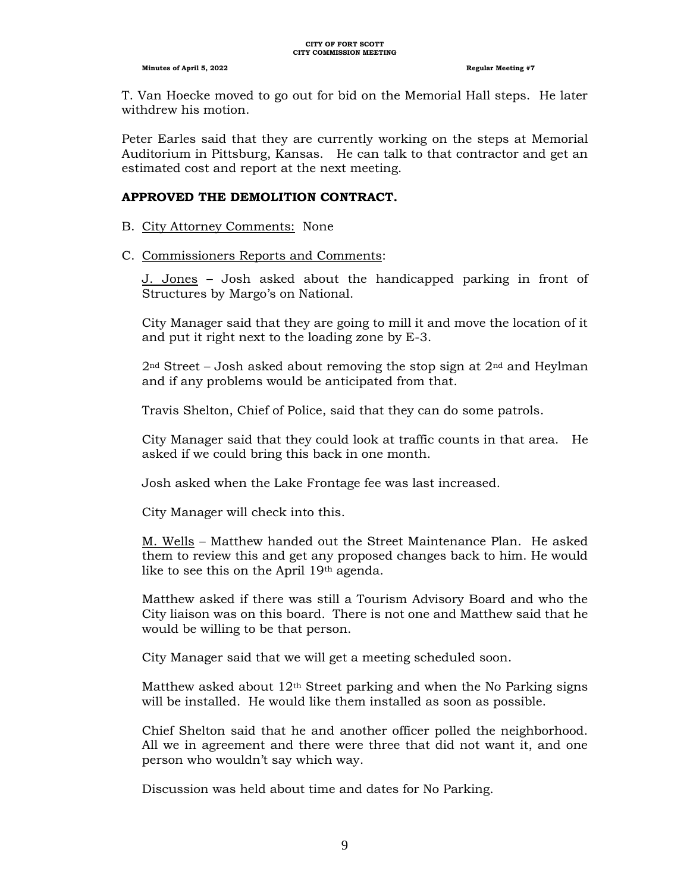T. Van Hoecke moved to go out for bid on the Memorial Hall steps. He later withdrew his motion.

Peter Earles said that they are currently working on the steps at Memorial Auditorium in Pittsburg, Kansas. He can talk to that contractor and get an estimated cost and report at the next meeting.

**APPROVED THE DEMOLITION CONTRACT.**

B. City Attorney Comments: None

C. Commissioners Reports and Comments:

J. Jones – Josh asked about the handicapped parking in front of Structures by Margo's on National.

City Manager said that they are going to mill it and move the location of it and put it right next to the loading zone by E-3.

2nd Street – Josh asked about removing the stop sign at 2nd and Heylman and if any problems would be anticipated from that.

Travis Shelton, Chief of Police, said that they can do some patrols.

City Manager said that they could look at traffic counts in that area. He asked if we could bring this back in one month.

Josh asked when the Lake Frontage fee was last increased.

City Manager will check into this.

M. Wells – Matthew handed out the Street Maintenance Plan. He asked them to review this and get any proposed changes back to him. He would like to see this on the April 19th agenda.

Matthew asked if there was still a Tourism Advisory Board and who the City liaison was on this board. There is not one and Matthew said that he would be willing to be that person.

City Manager said that we will get a meeting scheduled soon.

Matthew asked about 12th Street parking and when the No Parking signs will be installed. He would like them installed as soon as possible.

Chief Shelton said that he and another officer polled the neighborhood. All we in agreement and there were three that did not want it, and one person who wouldn't say which way.

Discussion was held about time and dates for No Parking.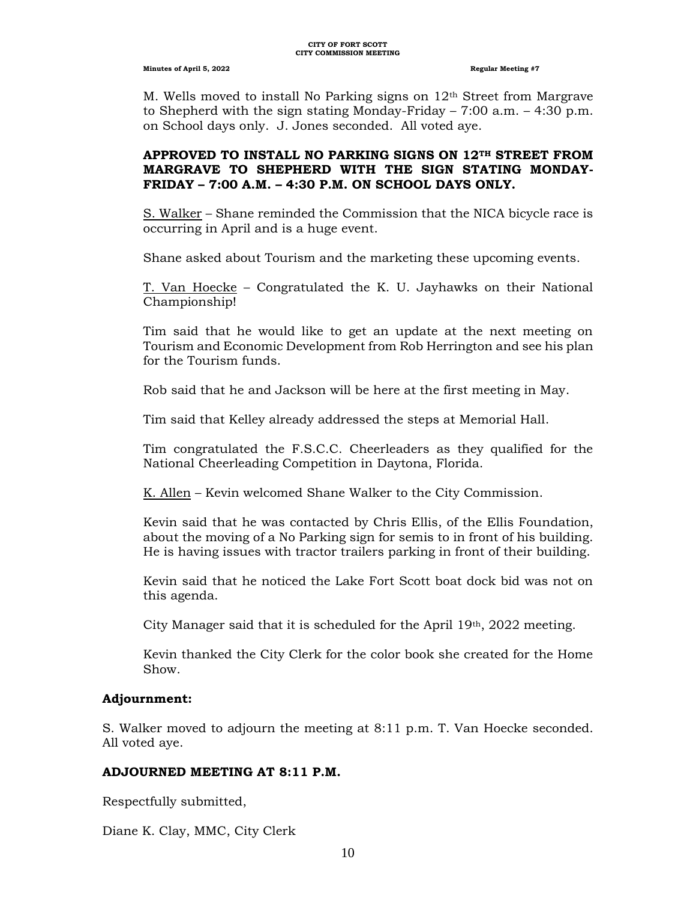M. Wells moved to install No Parking signs on 12th Street from Margrave to Shepherd with the sign stating Monday-Friday – 7:00 a.m. – 4:30 p.m. on School days only. J. Jones seconded. All voted aye.

**APPROVED TO INSTALL NO PARKING SIGNS ON 12TH STREET FROM MARGRAVE TO SHEPHERD WITH THE SIGN STATING MONDAY-FRIDAY – 7:00 A.M. – 4:30 P.M. ON SCHOOL DAYS ONLY.**

S. Walker – Shane reminded the Commission that the NICA bicycle race is occurring in April and is a huge event.

Shane asked about Tourism and the marketing these upcoming events.

T. Van Hoecke – Congratulated the K. U. Jayhawks on their National Championship!

Tim said that he would like to get an update at the next meeting on Tourism and Economic Development from Rob Herrington and see his plan for the Tourism funds.

Rob said that he and Jackson will be here at the first meeting in May.

Tim said that Kelley already addressed the steps at Memorial Hall.

Tim congratulated the F.S.C.C. Cheerleaders as they qualified for the National Cheerleading Competition in Daytona, Florida.

K. Allen – Kevin welcomed Shane Walker to the City Commission.

Kevin said that he was contacted by Chris Ellis, of the Ellis Foundation, about the moving of a No Parking sign for semis to in front of his building. He is having issues with tractor trailers parking in front of their building.

Kevin said that he noticed the Lake Fort Scott boat dock bid was not on this agenda.

City Manager said that it is scheduled for the April 19th, 2022 meeting.

Kevin thanked the City Clerk for the color book she created for the Home Show.

### Adjournment:

S. Walker moved to adjourn the meeting at 8:11 p.m. T. Van Hoecke seconded. All voted aye.

**ADJOURNED MEETING AT 8:11 P.M.**

Respectfully submitted,

Diane K. Clay, MMC, City Clerk